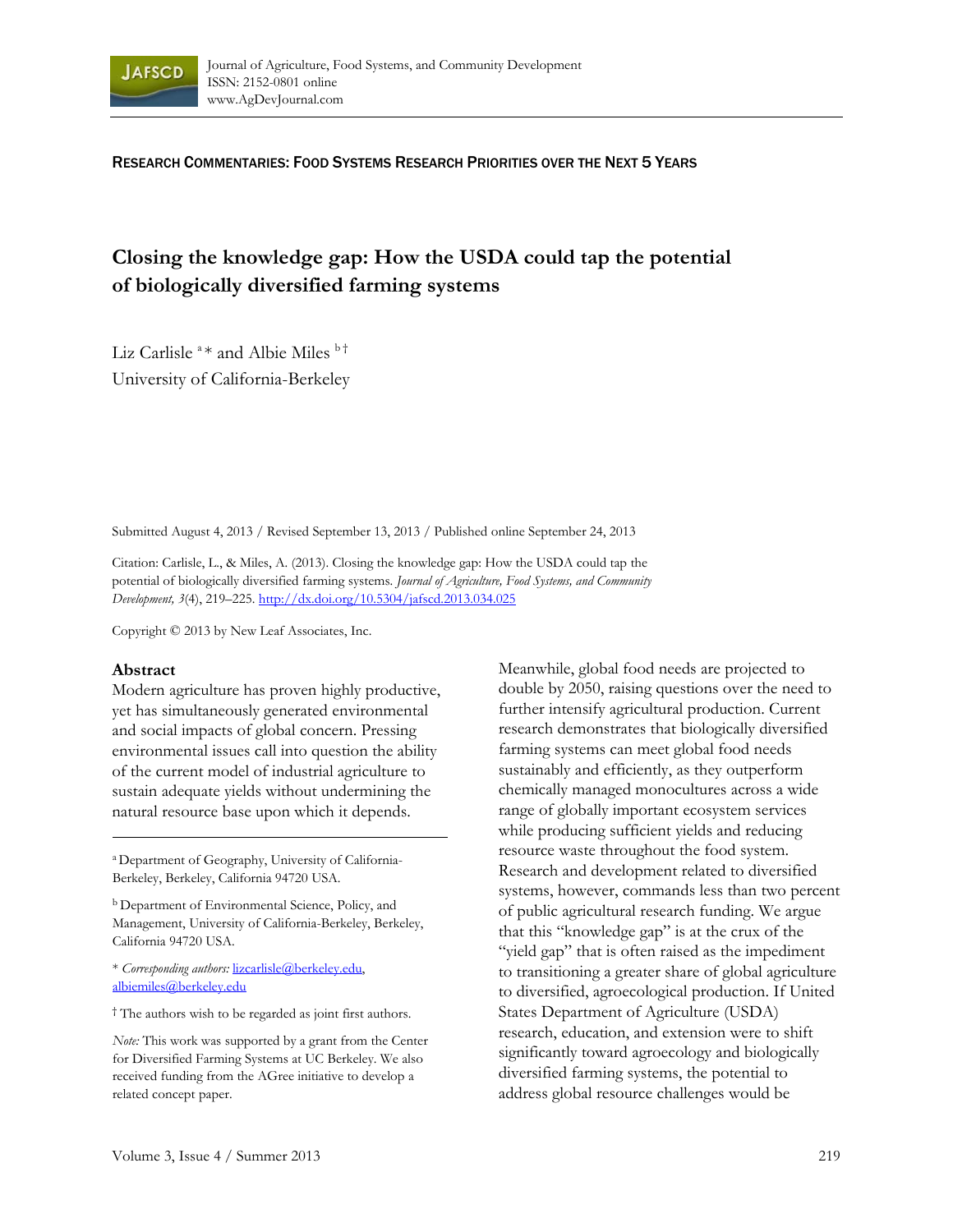RESEARCH COMMENTARIES: FOOD SYSTEMS RESEARCH PRIORITIES OVER THE NEXT 5 YEARS

# Closing the knowledge gap: How the USDA could tap the potential of biologically diversified farming systems

Liz Carlisle [a] * and Albie Miles [b] †
University of California-Berkeley

Submitted August 4, 2013 / Revised September 13, 2013 / Published online September 24, 2013

Citation: Carlisle, L., & Miles, A. (2013). Closing the knowledge gap: How the USDA could tap the potential of biologically diversified farming systems. *Journal of Agriculture, Food Systems, and Community Development, 3*(4), 219–225. http://dx.doi.org/10.5304/jafscd.2013.034.025

Copyright © 2013 by New Leaf Associates, Inc.

## Abstract

Modern agriculture has proven highly productive, yet has simultaneously generated environmental and social impacts of global concern. Pressing environmental issues call into question the ability of the current model of industrial agriculture to sustain adequate yields without undermining the natural resource base upon which it depends. Meanwhile, global food needs are projected to double by 2050, raising questions over the need to further intensify agricultural production. Current research demonstrates that biologically diversified farming systems can meet global food needs sustainably and efficiently, as they outperform chemically managed monocultures across a wide range of globally important ecosystem services while producing sufficient yields and reducing resource waste throughout the food system. Research and development related to diversified systems, however, commands less than two percent of public agricultural research funding. We argue that this "knowledge gap" is at the crux of the "yield gap" that is often raised as the impediment to transitioning a greater share of global agriculture to diversified, agroecological production. If United States Department of Agriculture (USDA) research, education, and extension were to shift significantly toward agroecology and biologically diversified farming systems, the potential to address global resource challenges would be

---

[a] Department of Geography, University of California-Berkeley, Berkeley, California 94720 USA.

[b] Department of Environmental Science, Policy, and Management, University of California-Berkeley, Berkeley, California 94720 USA.

\* *Corresponding authors:* lizcarlisle@berkeley.edu, albiemiles@berkeley.edu

† The authors wish to be regarded as joint first authors.

*Note:* This work was supported by a grant from the Center for Diversified Farming Systems at UC Berkeley. We also received funding from the AGree initiative to develop a related concept paper.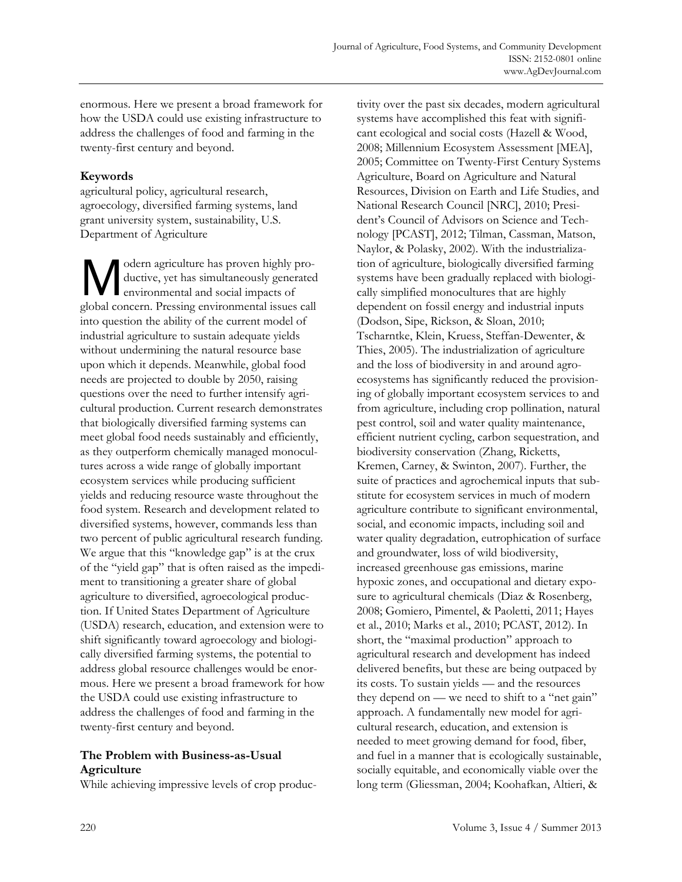enormous. Here we present a broad framework for how the USDA could use existing infrastructure to address the challenges of food and farming in the twenty-first century and beyond.

**Keywords**

agricultural policy, agricultural research, agroecology, diversified farming systems, land grant university system, sustainability, U.S. Department of Agriculture

Modern agriculture has proven highly productive, yet has simultaneously generated environmental and social impacts of global concern. Pressing environmental issues call into question the ability of the current model of industrial agriculture to sustain adequate yields without undermining the natural resource base upon which it depends. Meanwhile, global food needs are projected to double by 2050, raising questions over the need to further intensify agricultural production. Current research demonstrates that biologically diversified farming systems can meet global food needs sustainably and efficiently, as they outperform chemically managed monocultures across a wide range of globally important ecosystem services while producing sufficient yields and reducing resource waste throughout the food system. Research and development related to diversified systems, however, commands less than two percent of public agricultural research funding. We argue that this "knowledge gap" is at the crux of the "yield gap" that is often raised as the impediment to transitioning a greater share of global agriculture to diversified, agroecological production. If United States Department of Agriculture (USDA) research, education, and extension were to shift significantly toward agroecology and biologically diversified farming systems, the potential to address global resource challenges would be enormous. Here we present a broad framework for how the USDA could use existing infrastructure to address the challenges of food and farming in the twenty-first century and beyond.

## The Problem with Business-as-Usual Agriculture

While achieving impressive levels of crop productivity over the past six decades, modern agricultural systems have accomplished this feat with significant ecological and social costs (Hazell & Wood, 2008; Millennium Ecosystem Assessment [MEA], 2005; Committee on Twenty-First Century Systems Agriculture, Board on Agriculture and Natural Resources, Division on Earth and Life Studies, and National Research Council [NRC], 2010; President's Council of Advisors on Science and Technology [PCAST], 2012; Tilman, Cassman, Matson, Naylor, & Polasky, 2002). With the industrialization of agriculture, biologically diversified farming systems have been gradually replaced with biologically simplified monocultures that are highly dependent on fossil energy and industrial inputs (Dodson, Sipe, Rickson, & Sloan, 2010; Tscharntke, Klein, Kruess, Steffan-Dewenter, & Thies, 2005). The industrialization of agriculture and the loss of biodiversity in and around agroecosystems has significantly reduced the provisioning of globally important ecosystem services to and from agriculture, including crop pollination, natural pest control, soil and water quality maintenance, efficient nutrient cycling, carbon sequestration, and biodiversity conservation (Zhang, Ricketts, Kremen, Carney, & Swinton, 2007). Further, the suite of practices and agrochemical inputs that substitute for ecosystem services in much of modern agriculture contribute to significant environmental, social, and economic impacts, including soil and water quality degradation, eutrophication of surface and groundwater, loss of wild biodiversity, increased greenhouse gas emissions, marine hypoxic zones, and occupational and dietary exposure to agricultural chemicals (Diaz & Rosenberg, 2008; Gomiero, Pimentel, & Paoletti, 2011; Hayes et al., 2010; Marks et al., 2010; PCAST, 2012). In short, the "maximal production" approach to agricultural research and development has indeed delivered benefits, but these are being outpaced by its costs. To sustain yields — and the resources they depend on — we need to shift to a "net gain" approach. A fundamentally new model for agricultural research, education, and extension is needed to meet growing demand for food, fiber, and fuel in a manner that is ecologically sustainable, socially equitable, and economically viable over the long term (Gliessman, 2004; Koohafkan, Altieri, &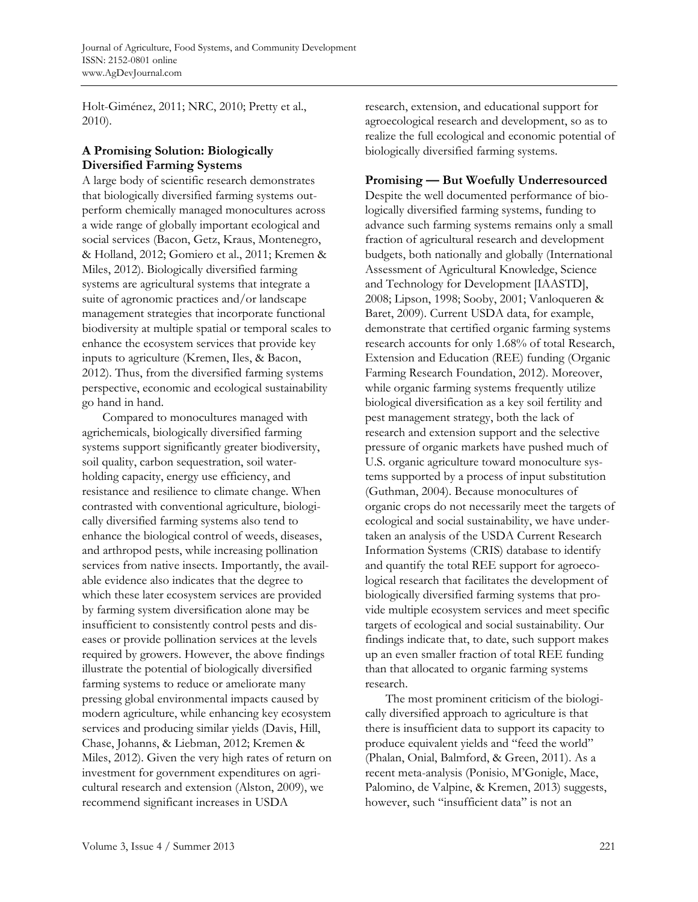Holt-Giménez, 2011; NRC, 2010; Pretty et al., 2010).

### A Promising Solution: Biologically Diversified Farming Systems

A large body of scientific research demonstrates that biologically diversified farming systems outperform chemically managed monocultures across a wide range of globally important ecological and social services (Bacon, Getz, Kraus, Montenegro, & Holland, 2012; Gomiero et al., 2011; Kremen & Miles, 2012). Biologically diversified farming systems are agricultural systems that integrate a suite of agronomic practices and/or landscape management strategies that incorporate functional biodiversity at multiple spatial or temporal scales to enhance the ecosystem services that provide key inputs to agriculture (Kremen, Iles, & Bacon, 2012). Thus, from the diversified farming systems perspective, economic and ecological sustainability go hand in hand.

Compared to monocultures managed with agrichemicals, biologically diversified farming systems support significantly greater biodiversity, soil quality, carbon sequestration, soil water-holding capacity, energy use efficiency, and resistance and resilience to climate change. When contrasted with conventional agriculture, biologically diversified farming systems also tend to enhance the biological control of weeds, diseases, and arthropod pests, while increasing pollination services from native insects. Importantly, the available evidence also indicates that the degree to which these later ecosystem services are provided by farming system diversification alone may be insufficient to consistently control pests and diseases or provide pollination services at the levels required by growers. However, the above findings illustrate the potential of biologically diversified farming systems to reduce or ameliorate many pressing global environmental impacts caused by modern agriculture, while enhancing key ecosystem services and producing similar yields (Davis, Hill, Chase, Johanns, & Liebman, 2012; Kremen & Miles, 2012). Given the very high rates of return on investment for government expenditures on agricultural research and extension (Alston, 2009), we recommend significant increases in USDA research, extension, and educational support for agroecological research and development, so as to realize the full ecological and economic potential of biologically diversified farming systems.

### Promising — But Woefully Underresourced

Despite the well documented performance of biologically diversified farming systems, funding to advance such farming systems remains only a small fraction of agricultural research and development budgets, both nationally and globally (International Assessment of Agricultural Knowledge, Science and Technology for Development [IAASTD], 2008; Lipson, 1998; Sooby, 2001; Vanloqueren & Baret, 2009). Current USDA data, for example, demonstrate that certified organic farming systems research accounts for only 1.68% of total Research, Extension and Education (REE) funding (Organic Farming Research Foundation, 2012). Moreover, while organic farming systems frequently utilize biological diversification as a key soil fertility and pest management strategy, both the lack of research and extension support and the selective pressure of organic markets have pushed much of U.S. organic agriculture toward monoculture systems supported by a process of input substitution (Guthman, 2004). Because monocultures of organic crops do not necessarily meet the targets of ecological and social sustainability, we have undertaken an analysis of the USDA Current Research Information Systems (CRIS) database to identify and quantify the total REE support for agroecological research that facilitates the development of biologically diversified farming systems that provide multiple ecosystem services and meet specific targets of ecological and social sustainability. Our findings indicate that, to date, such support makes up an even smaller fraction of total REE funding than that allocated to organic farming systems research.

The most prominent criticism of the biologically diversified approach to agriculture is that there is insufficient data to support its capacity to produce equivalent yields and "feed the world" (Phalan, Onial, Balmford, & Green, 2011). As a recent meta-analysis (Ponisio, M'Gonigle, Mace, Palomino, de Valpine, & Kremen, 2013) suggests, however, such "insufficient data" is not an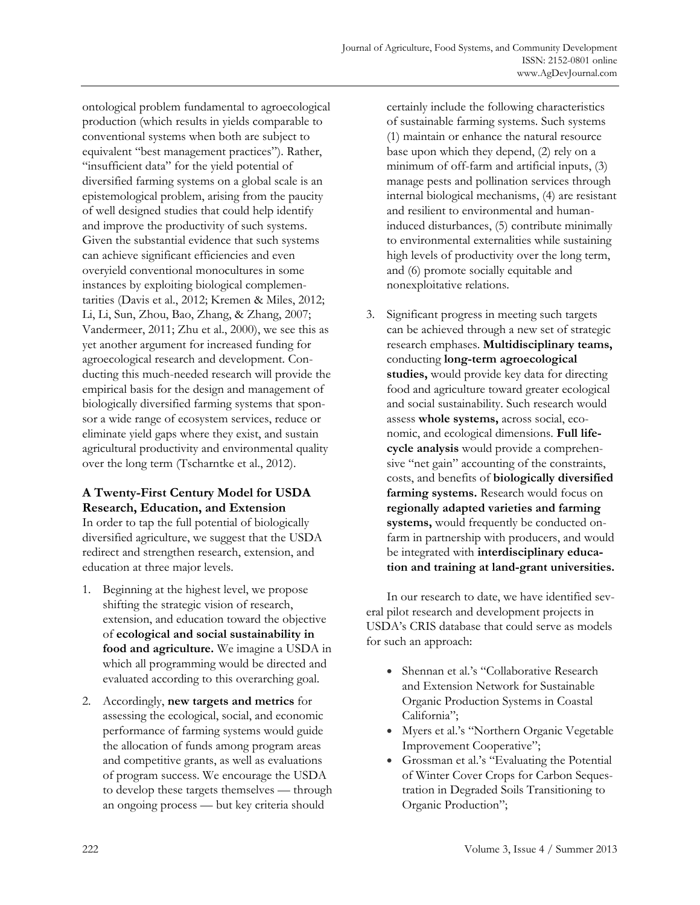ontological problem fundamental to agroecological production (which results in yields comparable to conventional systems when both are subject to equivalent "best management practices"). Rather, "insufficient data" for the yield potential of diversified farming systems on a global scale is an epistemological problem, arising from the paucity of well designed studies that could help identify and improve the productivity of such systems. Given the substantial evidence that such systems can achieve significant efficiencies and even overyield conventional monocultures in some instances by exploiting biological complementarities (Davis et al., 2012; Kremen & Miles, 2012; Li, Li, Sun, Zhou, Bao, Zhang, & Zhang, 2007; Vandermeer, 2011; Zhu et al., 2000), we see this as yet another argument for increased funding for agroecological research and development. Conducting this much-needed research will provide the empirical basis for the design and management of biologically diversified farming systems that sponsor a wide range of ecosystem services, reduce or eliminate yield gaps where they exist, and sustain agricultural productivity and environmental quality over the long term (Tscharntke et al., 2012).

### A Twenty-First Century Model for USDA Research, Education, and Extension

In order to tap the full potential of biologically diversified agriculture, we suggest that the USDA redirect and strengthen research, extension, and education at three major levels.

1. Beginning at the highest level, we propose shifting the strategic vision of research, extension, and education toward the objective of **ecological and social sustainability in food and agriculture.** We imagine a USDA in which all programming would be directed and evaluated according to this overarching goal.
2. Accordingly, **new targets and metrics** for assessing the ecological, social, and economic performance of farming systems would guide the allocation of funds among program areas and competitive grants, as well as evaluations of program success. We encourage the USDA to develop these targets themselves — through an ongoing process — but key criteria should certainly include the following characteristics of sustainable farming systems. Such systems (1) maintain or enhance the natural resource base upon which they depend, (2) rely on a minimum of off-farm and artificial inputs, (3) manage pests and pollination services through internal biological mechanisms, (4) are resistant and resilient to environmental and human-induced disturbances, (5) contribute minimally to environmental externalities while sustaining high levels of productivity over the long term, and (6) promote socially equitable and nonexploitative relations.
3. Significant progress in meeting such targets can be achieved through a new set of strategic research emphases. **Multidisciplinary teams,** conducting **long-term agroecological studies,** would provide key data for directing food and agriculture toward greater ecological and social sustainability. Such research would assess **whole systems,** across social, economic, and ecological dimensions. **Full life-cycle analysis** would provide a comprehensive "net gain" accounting of the constraints, costs, and benefits of **biologically diversified farming systems.** Research would focus on **regionally adapted varieties and farming systems,** would frequently be conducted on-farm in partnership with producers, and would be integrated with **interdisciplinary education and training at land-grant universities.**

In our research to date, we have identified several pilot research and development projects in USDA's CRIS database that could serve as models for such an approach:

- Shennan et al.'s "Collaborative Research and Extension Network for Sustainable Organic Production Systems in Coastal California";
- Myers et al.'s "Northern Organic Vegetable Improvement Cooperative";
- Grossman et al.'s "Evaluating the Potential of Winter Cover Crops for Carbon Sequestration in Degraded Soils Transitioning to Organic Production";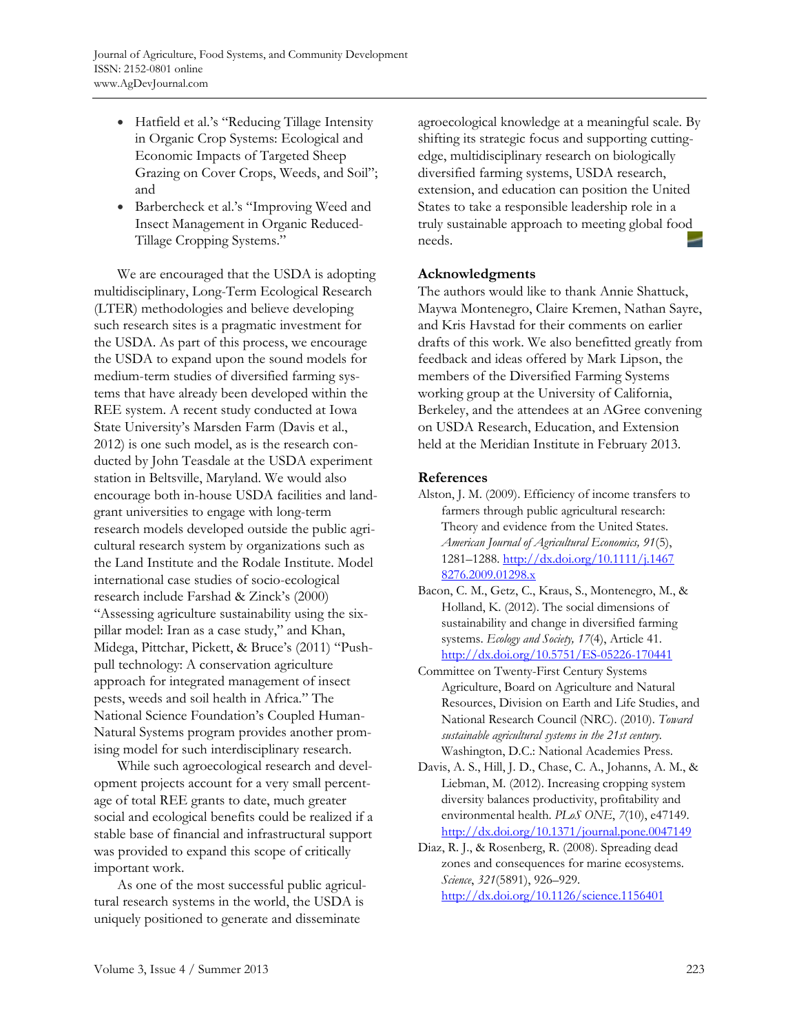- Hatfield et al.'s "Reducing Tillage Intensity in Organic Crop Systems: Ecological and Economic Impacts of Targeted Sheep Grazing on Cover Crops, Weeds, and Soil"; and
- Barbercheck et al.'s "Improving Weed and Insect Management in Organic Reduced-Tillage Cropping Systems."

We are encouraged that the USDA is adopting multidisciplinary, Long-Term Ecological Research (LTER) methodologies and believe developing such research sites is a pragmatic investment for the USDA. As part of this process, we encourage the USDA to expand upon the sound models for medium-term studies of diversified farming systems that have already been developed within the REE system. A recent study conducted at Iowa State University's Marsden Farm (Davis et al., 2012) is one such model, as is the research conducted by John Teasdale at the USDA experiment station in Beltsville, Maryland. We would also encourage both in-house USDA facilities and land-grant universities to engage with long-term research models developed outside the public agricultural research system by organizations such as the Land Institute and the Rodale Institute. Model international case studies of socio-ecological research include Farshad & Zinck's (2000) "Assessing agriculture sustainability using the six-pillar model: Iran as a case study," and Khan, Midega, Pittchar, Pickett, & Bruce's (2011) "Push-pull technology: A conservation agriculture approach for integrated management of insect pests, weeds and soil health in Africa." The National Science Foundation's Coupled Human-Natural Systems program provides another promising model for such interdisciplinary research.

While such agroecological research and development projects account for a very small percentage of total REE grants to date, much greater social and ecological benefits could be realized if a stable base of financial and infrastructural support was provided to expand this scope of critically important work.

As one of the most successful public agricultural research systems in the world, the USDA is uniquely positioned to generate and disseminate agroecological knowledge at a meaningful scale. By shifting its strategic focus and supporting cutting-edge, multidisciplinary research on biologically diversified farming systems, USDA research, extension, and education can position the United States to take a responsible leadership role in a truly sustainable approach to meeting global food needs.

## Acknowledgments

The authors would like to thank Annie Shattuck, Maywa Montenegro, Claire Kremen, Nathan Sayre, and Kris Havstad for their comments on earlier drafts of this work. We also benefitted greatly from feedback and ideas offered by Mark Lipson, the members of the Diversified Farming Systems working group at the University of California, Berkeley, and the attendees at an AGree convening on USDA Research, Education, and Extension held at the Meridian Institute in February 2013.

## References

Alston, J. M. (2009). Efficiency of income transfers to farmers through public agricultural research: Theory and evidence from the United States. *American Journal of Agricultural Economics, 91*(5), 1281–1288. http://dx.doi.org/10.1111/j.1467-8276.2009.01298.x

Bacon, C. M., Getz, C., Kraus, S., Montenegro, M., & Holland, K. (2012). The social dimensions of sustainability and change in diversified farming systems. *Ecology and Society, 17*(4), Article 41. http://dx.doi.org/10.5751/ES-05226-170441

Committee on Twenty-First Century Systems Agriculture, Board on Agriculture and Natural Resources, Division on Earth and Life Studies, and National Research Council (NRC). (2010). *Toward sustainable agricultural systems in the 21st century.* Washington, D.C.: National Academies Press.

Davis, A. S., Hill, J. D., Chase, C. A., Johanns, A. M., & Liebman, M. (2012). Increasing cropping system diversity balances productivity, profitability and environmental health. *PLoS ONE*, *7*(10), e47149. http://dx.doi.org/10.1371/journal.pone.0047149

Diaz, R. J., & Rosenberg, R. (2008). Spreading dead zones and consequences for marine ecosystems. *Science*, *321*(5891), 926–929. http://dx.doi.org/10.1126/science.1156401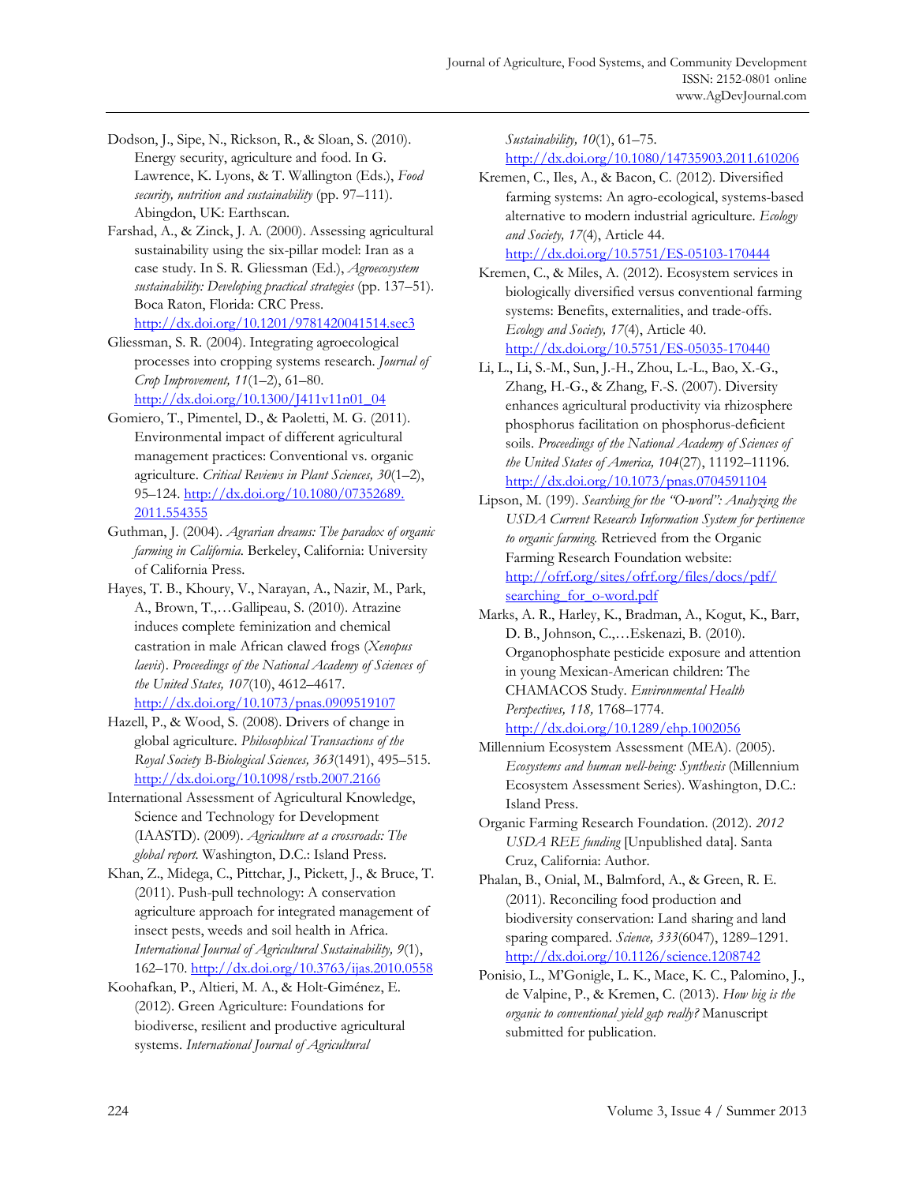Dodson, J., Sipe, N., Rickson, R., & Sloan, S. (2010). Energy security, agriculture and food. In G. Lawrence, K. Lyons, & T. Wallington (Eds.), *Food security, nutrition and sustainability* (pp. 97–111). Abingdon, UK: Earthscan.

Farshad, A., & Zinck, J. A. (2000). Assessing agricultural sustainability using the six-pillar model: Iran as a case study. In S. R. Gliessman (Ed.), *Agroecosystem sustainability: Developing practical strategies* (pp. 137–51). Boca Raton, Florida: CRC Press. http://dx.doi.org/10.1201/9781420041514.sec3

Gliessman, S. R. (2004). Integrating agroecological processes into cropping systems research. *Journal of Crop Improvement, 11*(1–2), 61–80. http://dx.doi.org/10.1300/J411v11n01_04

Gomiero, T., Pimentel, D., & Paoletti, M. G. (2011). Environmental impact of different agricultural management practices: Conventional vs. organic agriculture. *Critical Reviews in Plant Sciences, 30*(1–2), 95–124. http://dx.doi.org/10.1080/07352689.2011.554355

Guthman, J. (2004). *Agrarian dreams: The paradox of organic farming in California.* Berkeley, California: University of California Press.

Hayes, T. B., Khoury, V., Narayan, A., Nazir, M., Park, A., Brown, T.,…Gallipeau, S. (2010). Atrazine induces complete feminization and chemical castration in male African clawed frogs (*Xenopus laevis*). *Proceedings of the National Academy of Sciences of the United States, 107*(10), 4612–4617. http://dx.doi.org/10.1073/pnas.0909519107

Hazell, P., & Wood, S. (2008). Drivers of change in global agriculture. *Philosophical Transactions of the Royal Society B-Biological Sciences, 363*(1491), 495–515. http://dx.doi.org/10.1098/rstb.2007.2166

International Assessment of Agricultural Knowledge, Science and Technology for Development (IAASTD). (2009). *Agriculture at a crossroads: The global report.* Washington, D.C.: Island Press.

Khan, Z., Midega, C., Pittchar, J., Pickett, J., & Bruce, T. (2011). Push-pull technology: A conservation agriculture approach for integrated management of insect pests, weeds and soil health in Africa. *International Journal of Agricultural Sustainability, 9*(1), 162–170. http://dx.doi.org/10.3763/ijas.2010.0558

Koohafkan, P., Altieri, M. A., & Holt-Giménez, E. (2012). Green Agriculture: Foundations for biodiverse, resilient and productive agricultural systems. *International Journal of Agricultural Sustainability, 10*(1), 61–75. http://dx.doi.org/10.1080/14735903.2011.610206

Kremen, C., Iles, A., & Bacon, C. (2012). Diversified farming systems: An agro-ecological, systems-based alternative to modern industrial agriculture. *Ecology and Society, 17*(4), Article 44. http://dx.doi.org/10.5751/ES-05103-170444

Kremen, C., & Miles, A. (2012). Ecosystem services in biologically diversified versus conventional farming systems: Benefits, externalities, and trade-offs. *Ecology and Society, 17*(4), Article 40. http://dx.doi.org/10.5751/ES-05035-170440

Li, L., Li, S.-M., Sun, J.-H., Zhou, L.-L., Bao, X.-G., Zhang, H.-G., & Zhang, F.-S. (2007). Diversity enhances agricultural productivity via rhizosphere phosphorus facilitation on phosphorus-deficient soils. *Proceedings of the National Academy of Sciences of the United States of America, 104*(27), 11192–11196. http://dx.doi.org/10.1073/pnas.0704591104

Lipson, M. (199). *Searching for the "O-word": Analyzing the USDA Current Research Information System for pertinence to organic farming.* Retrieved from the Organic Farming Research Foundation website: http://ofrf.org/sites/ofrf.org/files/docs/pdf/searching_for_o-word.pdf

Marks, A. R., Harley, K., Bradman, A., Kogut, K., Barr, D. B., Johnson, C.,…Eskenazi, B. (2010). Organophosphate pesticide exposure and attention in young Mexican-American children: The CHAMACOS Study. *Environmental Health Perspectives, 118,* 1768–1774. http://dx.doi.org/10.1289/ehp.1002056

Millennium Ecosystem Assessment (MEA). (2005). *Ecosystems and human well-being: Synthesis* (Millennium Ecosystem Assessment Series). Washington, D.C.: Island Press.

Organic Farming Research Foundation. (2012). *2012 USDA REE funding* [Unpublished data]. Santa Cruz, California: Author.

Phalan, B., Onial, M., Balmford, A., & Green, R. E. (2011). Reconciling food production and biodiversity conservation: Land sharing and land sparing compared. *Science, 333*(6047), 1289–1291. http://dx.doi.org/10.1126/science.1208742

Ponisio, L., M'Gonigle, L. K., Mace, K. C., Palomino, J., de Valpine, P., & Kremen, C. (2013). *How big is the organic to conventional yield gap really?* Manuscript submitted for publication.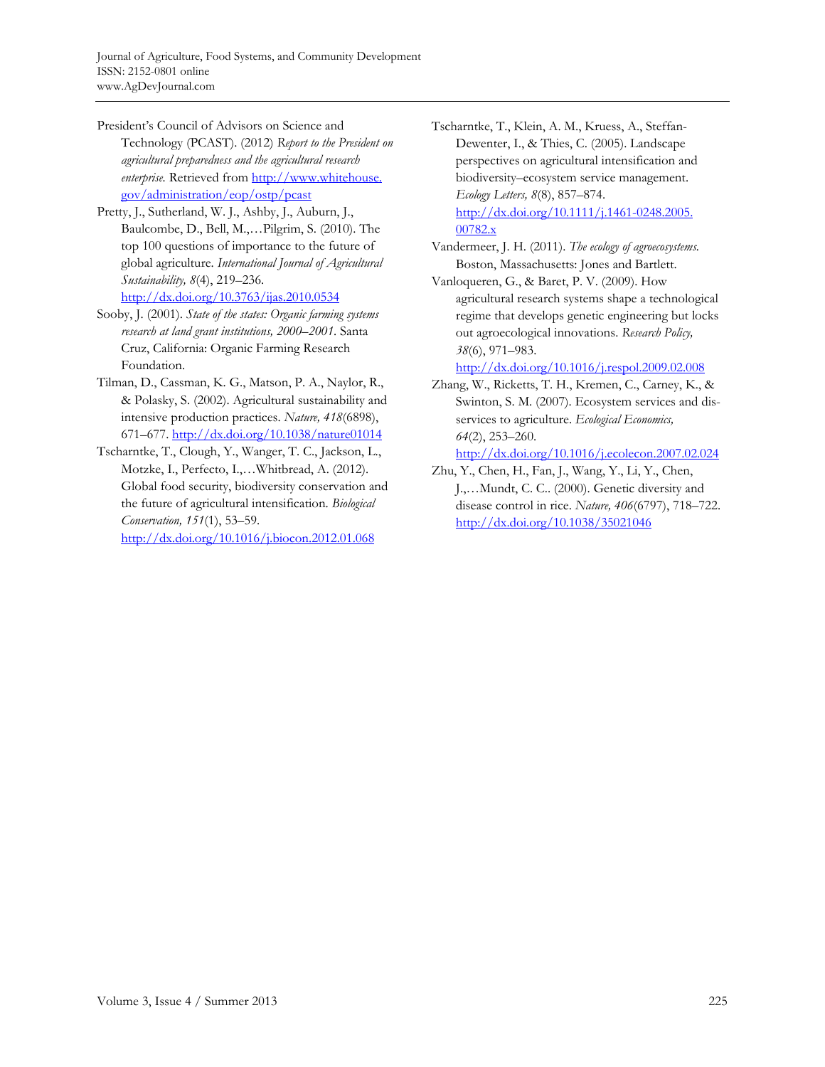President's Council of Advisors on Science and Technology (PCAST). (2012) *Report to the President on agricultural preparedness and the agricultural research enterprise.* Retrieved from http://www.whitehouse.gov/administration/eop/ostp/pcast

Pretty, J., Sutherland, W. J., Ashby, J., Auburn, J., Baulcombe, D., Bell, M.,…Pilgrim, S. (2010). The top 100 questions of importance to the future of global agriculture. *International Journal of Agricultural Sustainability, 8*(4), 219–236. http://dx.doi.org/10.3763/ijas.2010.0534

Sooby, J. (2001). *State of the states: Organic farming systems research at land grant institutions, 2000–2001.* Santa Cruz, California: Organic Farming Research Foundation.

Tilman, D., Cassman, K. G., Matson, P. A., Naylor, R., & Polasky, S. (2002). Agricultural sustainability and intensive production practices. *Nature, 418*(6898), 671–677. http://dx.doi.org/10.1038/nature01014

Tscharntke, T., Clough, Y., Wanger, T. C., Jackson, L., Motzke, I., Perfecto, I.,…Whitbread, A. (2012). Global food security, biodiversity conservation and the future of agricultural intensification. *Biological Conservation, 151*(1), 53–59. http://dx.doi.org/10.1016/j.biocon.2012.01.068

Tscharntke, T., Klein, A. M., Kruess, A., Steffan-Dewenter, I., & Thies, C. (2005). Landscape perspectives on agricultural intensification and biodiversity–ecosystem service management. *Ecology Letters, 8*(8), 857–874. http://dx.doi.org/10.1111/j.1461-0248.2005.00782.x

Vandermeer, J. H. (2011). *The ecology of agroecosystems.* Boston, Massachusetts: Jones and Bartlett.

Vanloqueren, G., & Baret, P. V. (2009). How agricultural research systems shape a technological regime that develops genetic engineering but locks out agroecological innovations. *Research Policy, 38*(6), 971–983. http://dx.doi.org/10.1016/j.respol.2009.02.008

Zhang, W., Ricketts, T. H., Kremen, C., Carney, K., & Swinton, S. M. (2007). Ecosystem services and dis-services to agriculture. *Ecological Economics, 64*(2), 253–260. http://dx.doi.org/10.1016/j.ecolecon.2007.02.024

Zhu, Y., Chen, H., Fan, J., Wang, Y., Li, Y., Chen, J.,…Mundt, C. C.. (2000). Genetic diversity and disease control in rice. *Nature, 406*(6797), 718–722. http://dx.doi.org/10.1038/35021046